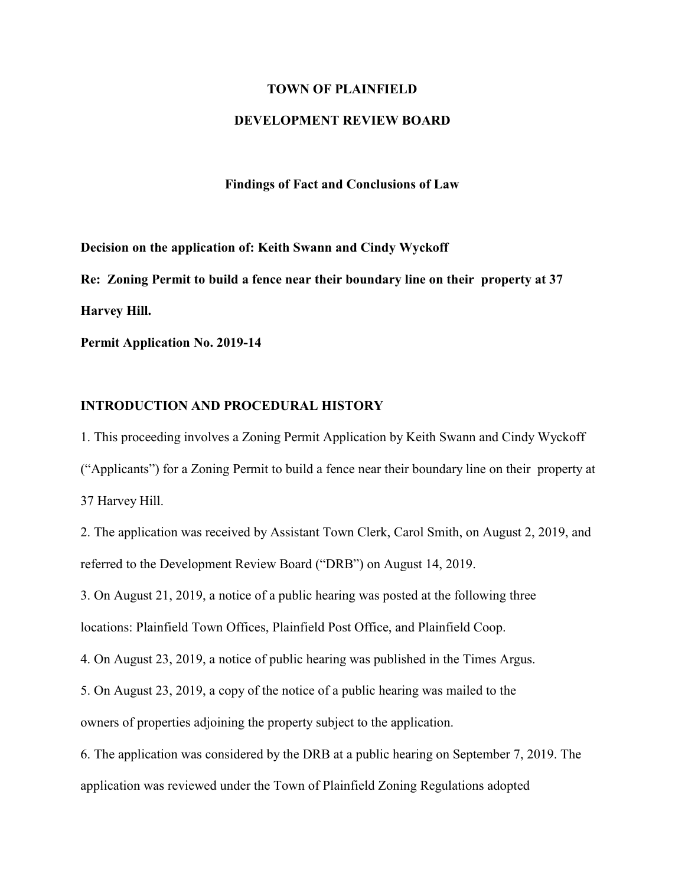**TOWN OF PLAINFIELD**

**DEVELOPMENT REVIEW BOARD**

**Findings of Fact and Conclusions of Law**

**Decision on the application of: Keith Swann and Cindy Wyckoff**

**Re: Zoning Permit to build a fence near their boundary line on their property at 37 Harvey Hill.**

**Permit Application No. 2019-14**

## INTRODUCTION AND PROCEDURAL HISTORY

1. This proceeding involves a Zoning Permit Application by Keith Swann and Cindy Wyckoff ("Applicants") for a Zoning Permit to build a fence near their boundary line on their property at 37 Harvey Hill.

2. The application was received by Assistant Town Clerk, Carol Smith, on August 2, 2019, and referred to the Development Review Board ("DRB") on August 14, 2019.

3. On August 21, 2019, a notice of a public hearing was posted at the following three locations: Plainfield Town Offices, Plainfield Post Office, and Plainfield Coop.

4. On August 23, 2019, a notice of public hearing was published in the Times Argus.

5. On August 23, 2019, a copy of the notice of a public hearing was mailed to the owners of properties adjoining the property subject to the application.

6. The application was considered by the DRB at a public hearing on September 7, 2019. The application was reviewed under the Town of Plainfield Zoning Regulations adopted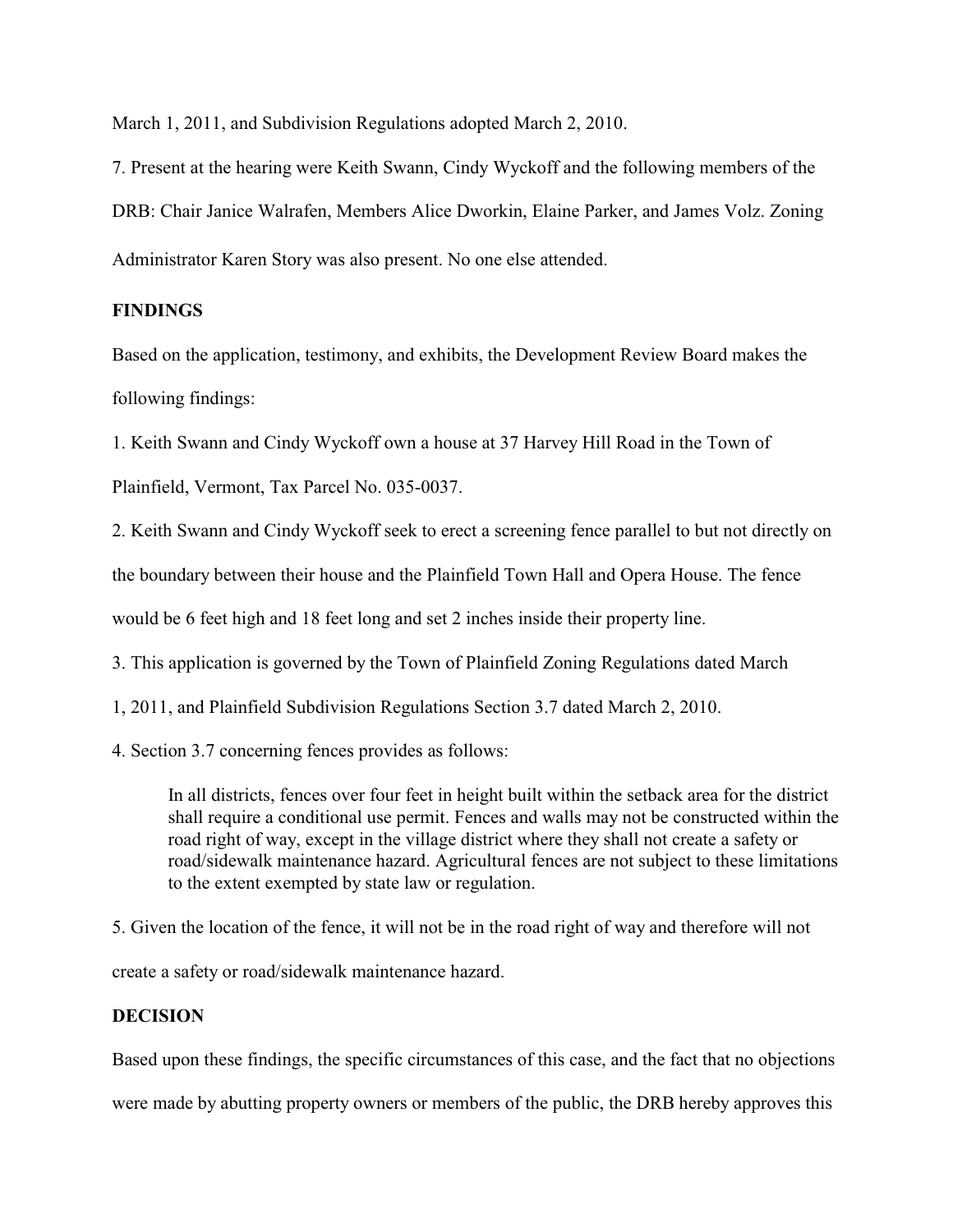March 1, 2011, and Subdivision Regulations adopted March 2, 2010.

7. Present at the hearing were Keith Swann, Cindy Wyckoff and the following members of the DRB: Chair Janice Walrafen, Members Alice Dworkin, Elaine Parker, and James Volz. Zoning Administrator Karen Story was also present. No one else attended.

**FINDINGS**

Based on the application, testimony, and exhibits, the Development Review Board makes the following findings:

1. Keith Swann and Cindy Wyckoff own a house at 37 Harvey Hill Road in the Town of Plainfield, Vermont, Tax Parcel No. 035-0037.

2. Keith Swann and Cindy Wyckoff seek to erect a screening fence parallel to but not directly on the boundary between their house and the Plainfield Town Hall and Opera House. The fence would be 6 feet high and 18 feet long and set 2 inches inside their property line.

3. This application is governed by the Town of Plainfield Zoning Regulations dated March 1, 2011, and Plainfield Subdivision Regulations Section 3.7 dated March 2, 2010.

4. Section 3.7 concerning fences provides as follows:

> In all districts, fences over four feet in height built within the setback area for the district shall require a conditional use permit. Fences and walls may not be constructed within the road right of way, except in the village district where they shall not create a safety or road/sidewalk maintenance hazard. Agricultural fences are not subject to these limitations to the extent exempted by state law or regulation.

5. Given the location of the fence, it will not be in the road right of way and therefore will not create a safety or road/sidewalk maintenance hazard.

**DECISION**

Based upon these findings, the specific circumstances of this case, and the fact that no objections were made by abutting property owners or members of the public, the DRB hereby approves this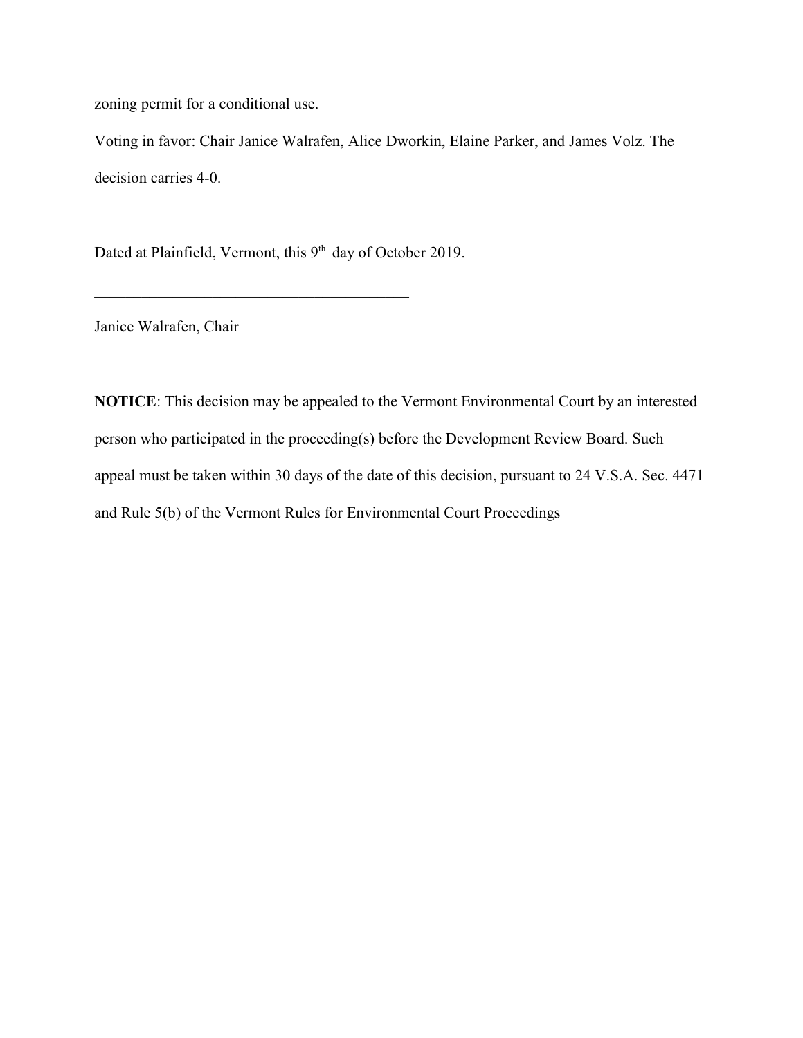zoning permit for a conditional use.

Voting in favor: Chair Janice Walrafen, Alice Dworkin, Elaine Parker, and James Volz. The decision carries 4-0.

Dated at Plainfield, Vermont, this 9th day of October 2019.

\_\_\_\_\_\_\_\_\_\_\_\_\_\_\_\_\_\_\_\_\_\_\_\_\_\_\_\_\_\_\_\_\_\_\_\_\_\_\_\_

Janice Walrafen, Chair

**NOTICE**: This decision may be appealed to the Vermont Environmental Court by an interested person who participated in the proceeding(s) before the Development Review Board. Such appeal must be taken within 30 days of the date of this decision, pursuant to 24 V.S.A. Sec. 4471 and Rule 5(b) of the Vermont Rules for Environmental Court Proceedings